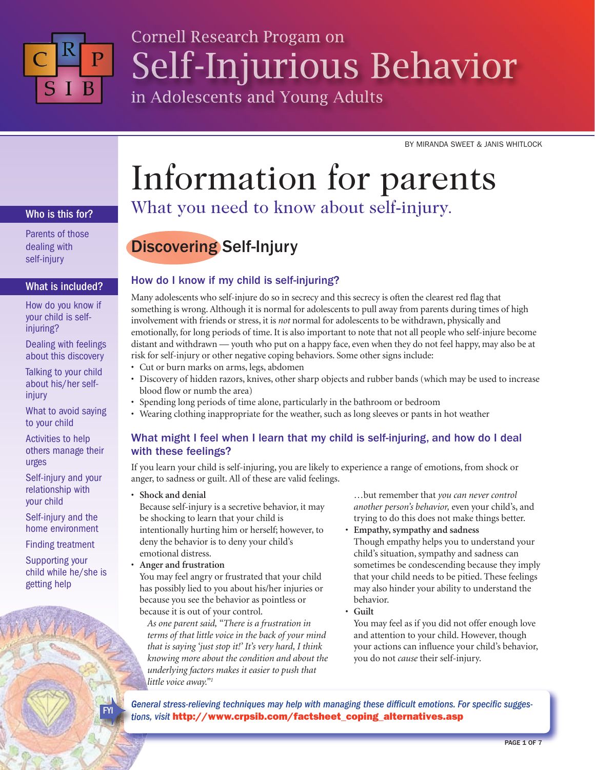# Cornell Research Progam on Self-Injurious Behavior in Adolescents and Young Adults

BY MIRANDA SWEET & JANIS WHITLOCK

# Information for parents

## What you need to know about self-injury.

### Who is this for?

Parents of those dealing with self-injury

### What is included?

- How do you know if your child is self-injuring?
- Dealing with feelings about this discovery
- Talking to your child about his/her self-injury
- What to avoid saying to your child
- Activities to help others manage their urges
- Self-injury and your relationship with your child
- Self-injury and the home environment
- Finding treatment
- Supporting your child while he/she is getting help

## Discovering Self-Injury

### How do I know if my child is self-injuring?

Many adolescents who self-injure do so in secrecy and this secrecy is often the clearest red flag that something is wrong. Although it is normal for adolescents to pull away from parents during times of high involvement with friends or stress, it is *not* normal for adolescents to be withdrawn, physically and emotionally, for long periods of time. It is also important to note that not all people who self-injure become distant and withdrawn — youth who put on a happy face, even when they do not feel happy, may also be at risk for self-injury or other negative coping behaviors. Some other signs include:

- Cut or burn marks on arms, legs, abdomen
- Discovery of hidden razors, knives, other sharp objects and rubber bands (which may be used to increase blood flow or numb the area)
- Spending long periods of time alone, particularly in the bathroom or bedroom
- Wearing clothing inappropriate for the weather, such as long sleeves or pants in hot weather

### What might I feel when I learn that my child is self-injuring, and how do I deal with these feelings?

If you learn your child is self-injuring, you are likely to experience a range of emotions, from shock or anger, to sadness or guilt. All of these are valid feelings.

- **Shock and denial**
  Because self-injury is a secretive behavior, it may be shocking to learn that your child is intentionally hurting him or herself; however, to deny the behavior is to deny your child's emotional distress.
- **Anger and frustration**
  You may feel angry or frustrated that your child has possibly lied to you about his/her injuries or because you see the behavior as pointless or because it is out of your control.
  *As one parent said, "There is a frustration in terms of that little voice in the back of your mind that is saying 'just stop it!' It's very hard, I think knowing more about the condition and about the underlying factors makes it easier to push that little voice away."*[1]
  …but remember that *you can never control another person's behavior,* even your child's, and trying to do this does not make things better.
- **Empathy, sympathy and sadness**
  Though empathy helps you to understand your child's situation, sympathy and sadness can sometimes be condescending because they imply that your child needs to be pitied. These feelings may also hinder your ability to understand the behavior.
- **Guilt**
  You may feel as if you did not offer enough love and attention to your child. However, though your actions can influence your child's behavior, you do not *cause* their self-injury.

FYI: *General stress-relieving techniques may help with managing these difficult emotions. For specific suggestions, visit* **http://www.crpsib.com/factsheet_coping_alternatives.asp**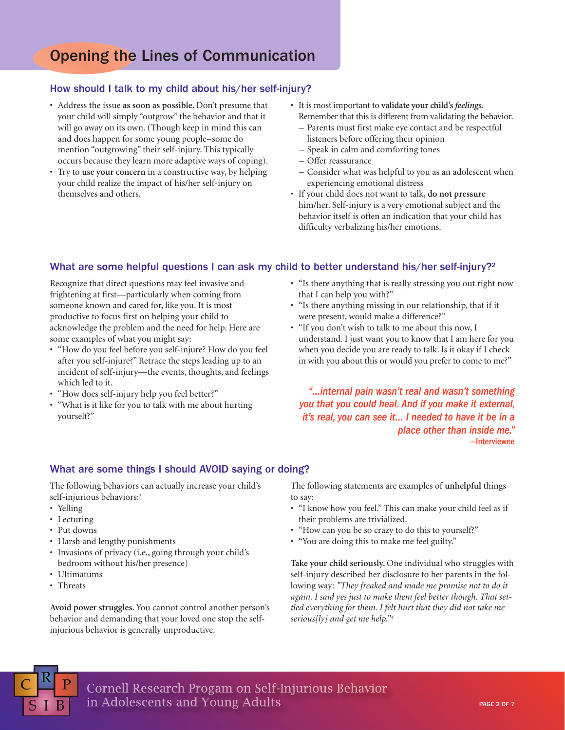# Opening the Lines of Communication

## How should I talk to my child about his/her self-injury?

- Address the issue **as soon as possible.** Don't presume that your child will simply "outgrow" the behavior and that it will go away on its own. (Though keep in mind this can and does happen for some young people–some do mention "outgrowing" their self-injury. This typically occurs because they learn more adaptive ways of coping).
- Try to **use your concern** in a constructive way, by helping your child realize the impact of his/her self-injury on themselves and others.
- It is most important to **validate your child's *feelings*.** Remember that this is different from validating the behavior.
  - Parents must first make eye contact and be respectful listeners before offering their opinion
  - Speak in calm and comforting tones
  - Offer reassurance
  - Consider what was helpful to you as an adolescent when experiencing emotional distress
- If your child does not want to talk, **do not pressure** him/her. Self-injury is a very emotional subject and the behavior itself is often an indication that your child has difficulty verbalizing his/her emotions.

## What are some helpful questions I can ask my child to better understand his/her self-injury?[2]

Recognize that direct questions may feel invasive and frightening at first—particularly when coming from someone known and cared for, like you. It is most productive to focus first on helping your child to acknowledge the problem and the need for help. Here are some examples of what you might say:

- "How do you feel before you self-injure? How do you feel after you self-injure?" Retrace the steps leading up to an incident of self-injury—the events, thoughts, and feelings which led to it.
- "How does self-injury help you feel better?"
- "What is it like for you to talk with me about hurting yourself?"
- "Is there anything that is really stressing you out right now that I can help you with?"
- "Is there anything missing in our relationship, that if it were present, would make a difference?"
- "If you don't wish to talk to me about this now, I understand. I just want you to know that I am here for you when you decide you are ready to talk. Is it okay if I check in with you about this or would you prefer to come to me?"

> *"...internal pain wasn't real and wasn't something you that you could heal. And if you make it external, it's real, you can see it... I needed to have it be in a place other than inside me."*
> —Interviewee

## What are some things I should AVOID saying or doing?

The following behaviors can actually increase your child's self-injurious behaviors:[3]

- Yelling
- Lecturing
- Put downs
- Harsh and lengthy punishments
- Invasions of privacy (i.e., going through your child's bedroom without his/her presence)
- Ultimatums
- Threats

**Avoid power struggles.** You cannot control another person's behavior and demanding that your loved one stop the self-injurious behavior is generally unproductive.

The following statements are examples of **unhelpful** things to say:

- "I know how you feel." This can make your child feel as if their problems are trivialized.
- "How can you be so crazy to do this to yourself?"
- "You are doing this to make me feel guilty."

**Take your child seriously.** One individual who struggles with self-injury described her disclosure to her parents in the following way: *"They freaked and made me promise not to do it again. I said yes just to make them feel better though. That settled everything for them. I felt hurt that they did not take me serious[ly] and get me help."*[4]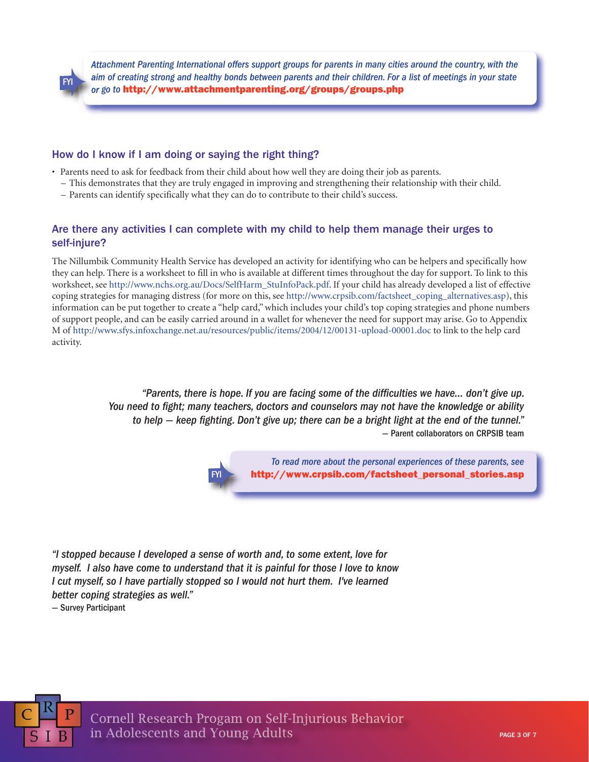FYI *Attachment Parenting International offers support groups for parents in many cities around the country, with the aim of creating strong and healthy bonds between parents and their children. For a list of meetings in your state or go to* **http://www.attachmentparenting.org/groups/groups.php**

## How do I know if I am doing or saying the right thing?

- Parents need to ask for feedback from their child about how well they are doing their job as parents.
  - This demonstrates that they are truly engaged in improving and strengthening their relationship with their child.
  - Parents can identify specifically what they can do to contribute to their child's success.

## Are there any activities I can complete with my child to help them manage their urges to self-injure?

The Nillumbik Community Health Service has developed an activity for identifying who can be helpers and specifically how they can help. There is a worksheet to fill in who is available at different times throughout the day for support. To link to this worksheet, see http://www.nchs.org.au/Docs/SelfHarm_StuInfoPack.pdf. If your child has already developed a list of effective coping strategies for managing distress (for more on this, see http://www.crpsib.com/factsheet_coping_alternatives.asp), this information can be put together to create a "help card," which includes your child's top coping strategies and phone numbers of support people, and can be easily carried around in a wallet for whenever the need for support may arise. Go to Appendix M of http://www.sfys.infoxchange.net.au/resources/public/items/2004/12/00131-upload-00001.doc to link to the help card activity.

> *"Parents, there is hope. If you are facing some of the difficulties we have... don't give up. You need to fight; many teachers, doctors and counselors may not have the knowledge or ability to help — keep fighting. Don't give up; there can be a bright light at the end of the tunnel."*
>
> — Parent collaborators on CRPSIB team

FYI *To read more about the personal experiences of these parents, see* **http://www.crpsib.com/factsheet_personal_stories.asp**

> *"I stopped because I developed a sense of worth and, to some extent, love for myself. I also have come to understand that it is painful for those I love to know I cut myself, so I have partially stopped so I would not hurt them. I've learned better coping strategies as well."*
>
> — Survey Participant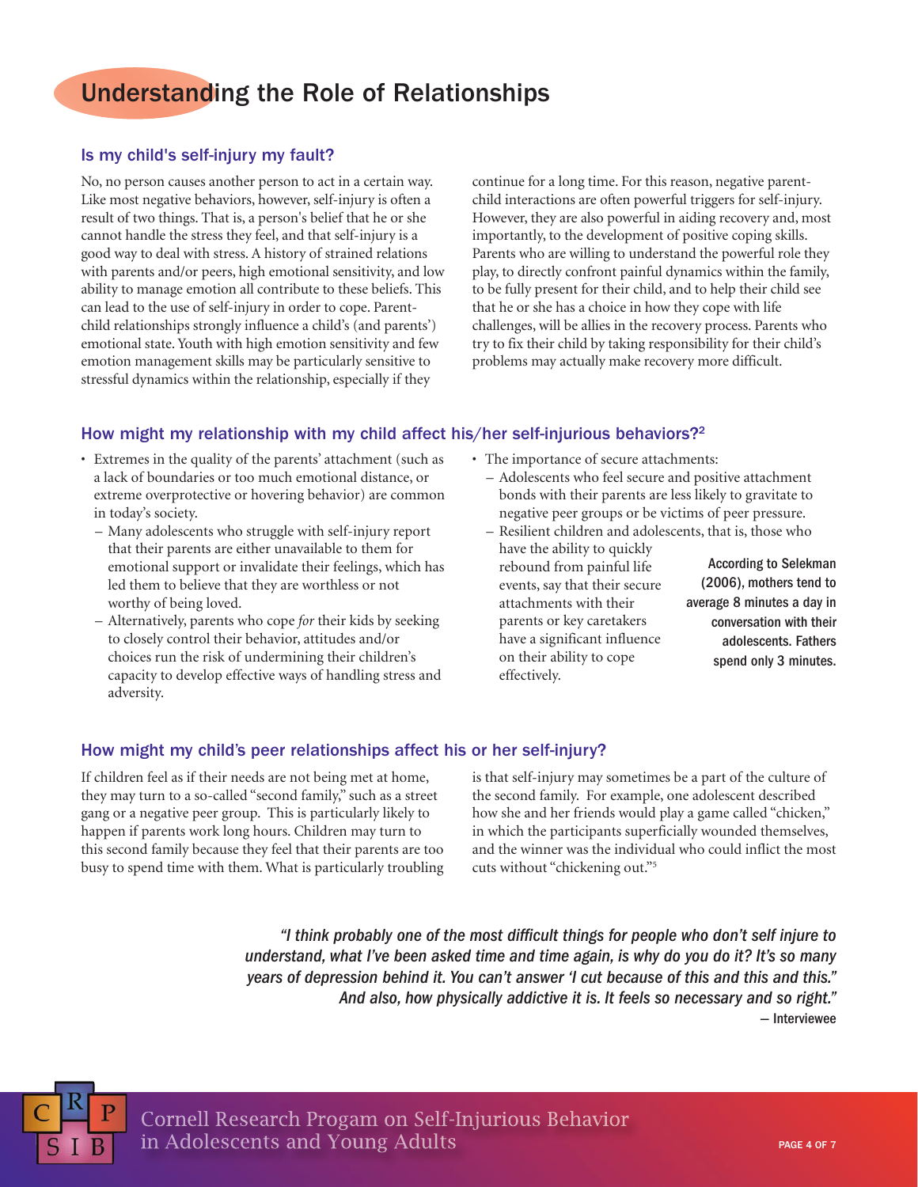# Understanding the Role of Relationships

## Is my child's self-injury my fault?

No, no person causes another person to act in a certain way. Like most negative behaviors, however, self-injury is often a result of two things. That is, a person's belief that he or she cannot handle the stress they feel, and that self-injury is a good way to deal with stress. A history of strained relations with parents and/or peers, high emotional sensitivity, and low ability to manage emotion all contribute to these beliefs. This can lead to the use of self-injury in order to cope. Parent-child relationships strongly influence a child's (and parents') emotional state. Youth with high emotion sensitivity and few emotion management skills may be particularly sensitive to stressful dynamics within the relationship, especially if they continue for a long time. For this reason, negative parent-child interactions are often powerful triggers for self-injury. However, they are also powerful in aiding recovery and, most importantly, to the development of positive coping skills. Parents who are willing to understand the powerful role they play, to directly confront painful dynamics within the family, to be fully present for their child, and to help their child see that he or she has a choice in how they cope with life challenges, will be allies in the recovery process. Parents who try to fix their child by taking responsibility for their child's problems may actually make recovery more difficult.

## How might my relationship with my child affect his/her self-injurious behaviors?[2]

- Extremes in the quality of the parents' attachment (such as a lack of boundaries or too much emotional distance, or extreme overprotective or hovering behavior) are common in today's society.
  - Many adolescents who struggle with self-injury report that their parents are either unavailable to them for emotional support or invalidate their feelings, which has led them to believe that they are worthless or not worthy of being loved.
  - Alternatively, parents who cope *for* their kids by seeking to closely control their behavior, attitudes and/or choices run the risk of undermining their children's capacity to develop effective ways of handling stress and adversity.
- The importance of secure attachments:
  - Adolescents who feel secure and positive attachment bonds with their parents are less likely to gravitate to negative peer groups or be victims of peer pressure.
  - Resilient children and adolescents, that is, those who have the ability to quickly rebound from painful life events, say that their secure attachments with their parents or key caretakers have a significant influence on their ability to cope effectively.

**According to Selekman (2006), mothers tend to average 8 minutes a day in conversation with their adolescents. Fathers spend only 3 minutes.**

## How might my child's peer relationships affect his or her self-injury?

If children feel as if their needs are not being met at home, they may turn to a so-called "second family," such as a street gang or a negative peer group. This is particularly likely to happen if parents work long hours. Children may turn to this second family because they feel that their parents are too busy to spend time with them. What is particularly troubling is that self-injury may sometimes be a part of the culture of the second family. For example, one adolescent described how she and her friends would play a game called "chicken," in which the participants superficially wounded themselves, and the winner was the individual who could inflict the most cuts without "chickening out."[5]

> *"I think probably one of the most difficult things for people who don't self injure to understand, what I've been asked time and time again, is why do you do it? It's so many years of depression behind it. You can't answer 'I cut because of this and this and this." And also, how physically addictive it is. It feels so necessary and so right."*
>
> — Interviewee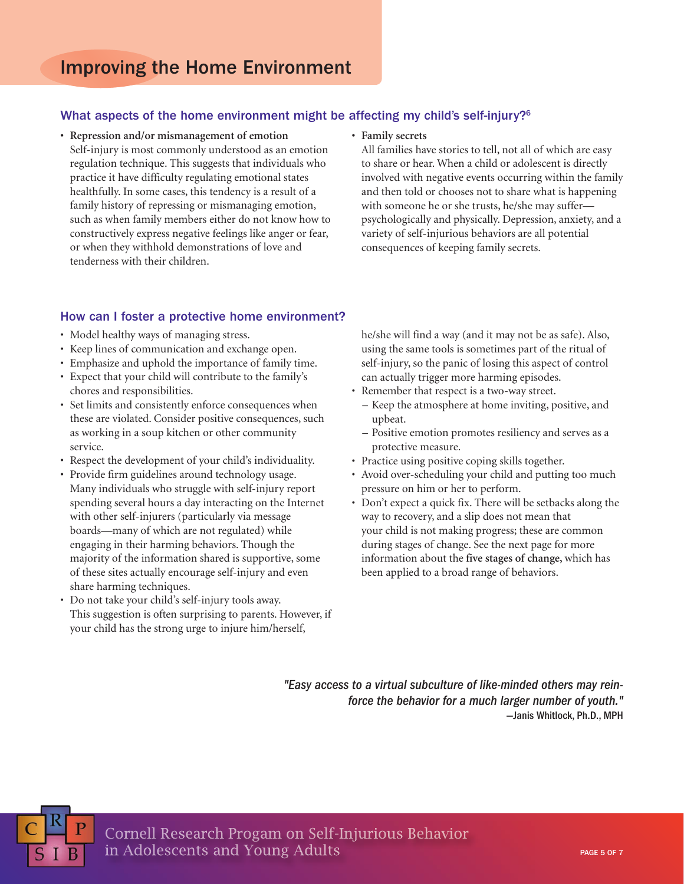# Improving the Home Environment

## What aspects of the home environment might be affecting my child's self-injury?[6]

- **Repression and/or mismanagement of emotion**
  Self-injury is most commonly understood as an emotion regulation technique. This suggests that individuals who practice it have difficulty regulating emotional states healthfully. In some cases, this tendency is a result of a family history of repressing or mismanaging emotion, such as when family members either do not know how to constructively express negative feelings like anger or fear, or when they withhold demonstrations of love and tenderness with their children.
- **Family secrets**
  All families have stories to tell, not all of which are easy to share or hear. When a child or adolescent is directly involved with negative events occurring within the family and then told or chooses not to share what is happening with someone he or she trusts, he/she may suffer—psychologically and physically. Depression, anxiety, and a variety of self-injurious behaviors are all potential consequences of keeping family secrets.

## How can I foster a protective home environment?

- Model healthy ways of managing stress.
- Keep lines of communication and exchange open.
- Emphasize and uphold the importance of family time.
- Expect that your child will contribute to the family's chores and responsibilities.
- Set limits and consistently enforce consequences when these are violated. Consider positive consequences, such as working in a soup kitchen or other community service.
- Respect the development of your child's individuality.
- Provide firm guidelines around technology usage. Many individuals who struggle with self-injury report spending several hours a day interacting on the Internet with other self-injurers (particularly via message boards—many of which are not regulated) while engaging in their harming behaviors. Though the majority of the information shared is supportive, some of these sites actually encourage self-injury and even share harming techniques.
- Do not take your child's self-injury tools away. This suggestion is often surprising to parents. However, if your child has the strong urge to injure him/herself, he/she will find a way (and it may not be as safe). Also, using the same tools is sometimes part of the ritual of self-injury, so the panic of losing this aspect of control can actually trigger more harming episodes.
- Remember that respect is a two-way street.
  - Keep the atmosphere at home inviting, positive, and upbeat.
  - Positive emotion promotes resiliency and serves as a protective measure.
- Practice using positive coping skills together.
- Avoid over-scheduling your child and putting too much pressure on him or her to perform.
- Don't expect a quick fix. There will be setbacks along the way to recovery, and a slip does not mean that your child is not making progress; these are common during stages of change. See the next page for more information about the **five stages of change,** which has been applied to a broad range of behaviors.

> *"Easy access to a virtual subculture of like-minded others may reinforce the behavior for a much larger number of youth."*
> —Janis Whitlock, Ph.D., MPH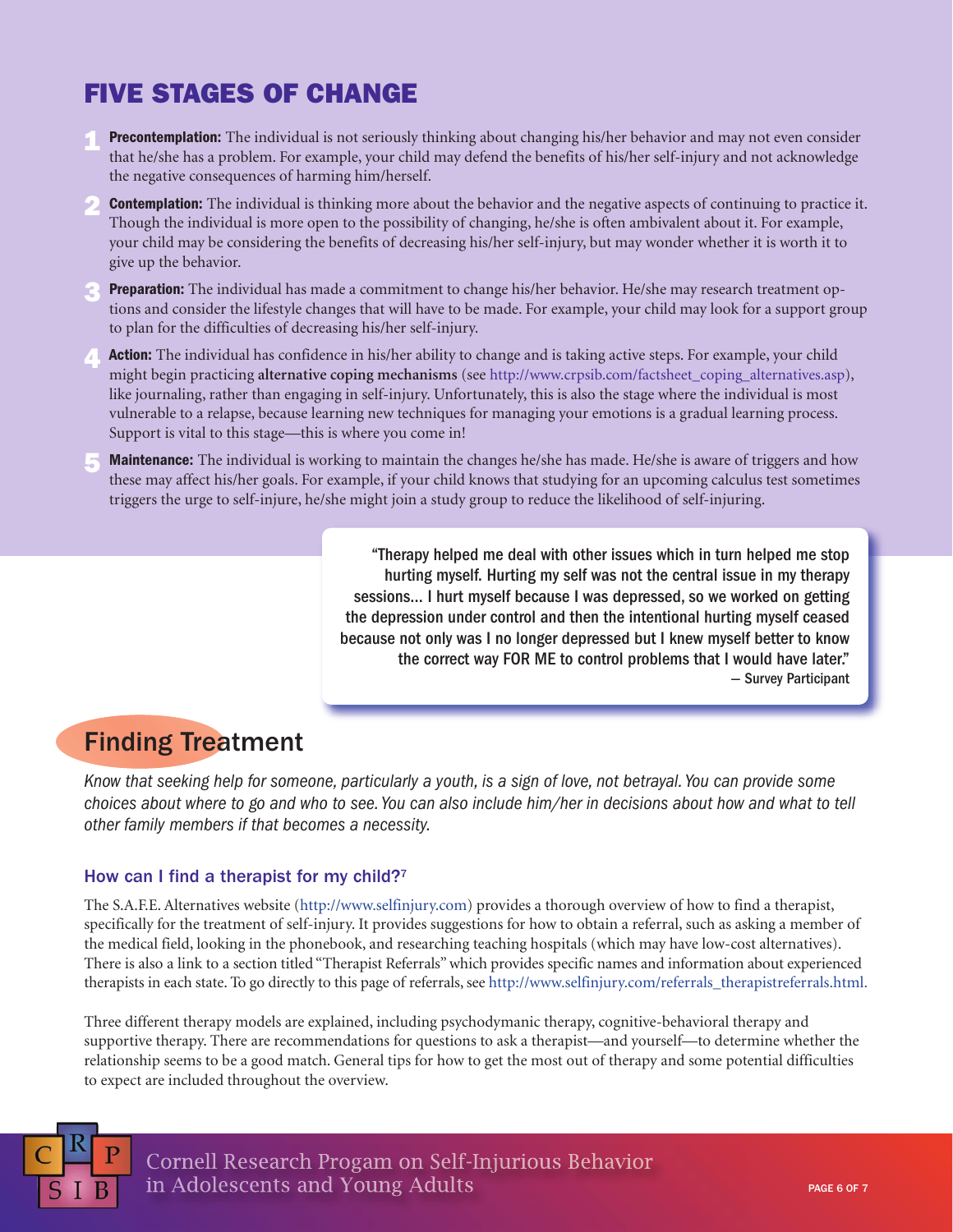## FIVE STAGES OF CHANGE

1. **Precontemplation:** The individual is not seriously thinking about changing his/her behavior and may not even consider that he/she has a problem. For example, your child may defend the benefits of his/her self-injury and not acknowledge the negative consequences of harming him/herself.
2. **Contemplation:** The individual is thinking more about the behavior and the negative aspects of continuing to practice it. Though the individual is more open to the possibility of changing, he/she is often ambivalent about it. For example, your child may be considering the benefits of decreasing his/her self-injury, but may wonder whether it is worth it to give up the behavior.
3. **Preparation:** The individual has made a commitment to change his/her behavior. He/she may research treatment options and consider the lifestyle changes that will have to be made. For example, your child may look for a support group to plan for the difficulties of decreasing his/her self-injury.
4. **Action:** The individual has confidence in his/her ability to change and is taking active steps. For example, your child might begin practicing **alternative coping mechanisms** (see http://www.crpsib.com/factsheet_coping_alternatives.asp), like journaling, rather than engaging in self-injury. Unfortunately, this is also the stage where the individual is most vulnerable to a relapse, because learning new techniques for managing your emotions is a gradual learning process. Support is vital to this stage—this is where you come in!
5. **Maintenance:** The individual is working to maintain the changes he/she has made. He/she is aware of triggers and how these may affect his/her goals. For example, if your child knows that studying for an upcoming calculus test sometimes triggers the urge to self-injure, he/she might join a study group to reduce the likelihood of self-injuring.

> "Therapy helped me deal with other issues which in turn helped me stop hurting myself. Hurting my self was not the central issue in my therapy sessions... I hurt myself because I was depressed, so we worked on getting the depression under control and then the intentional hurting myself ceased because not only was I no longer depressed but I knew myself better to know the correct way FOR ME to control problems that I would have later."
> — Survey Participant

## Finding Treatment

*Know that seeking help for someone, particularly a youth, is a sign of love, not betrayal. You can provide some choices about where to go and who to see. You can also include him/her in decisions about how and what to tell other family members if that becomes a necessity.*

### How can I find a therapist for my child?[7]

The S.A.F.E. Alternatives website (http://www.selfinjury.com) provides a thorough overview of how to find a therapist, specifically for the treatment of self-injury. It provides suggestions for how to obtain a referral, such as asking a member of the medical field, looking in the phonebook, and researching teaching hospitals (which may have low-cost alternatives). There is also a link to a section titled "Therapist Referrals" which provides specific names and information about experienced therapists in each state. To go directly to this page of referrals, see http://www.selfinjury.com/referrals_therapistreferrals.html.

Three different therapy models are explained, including psychodymanic therapy, cognitive-behavioral therapy and supportive therapy. There are recommendations for questions to ask a therapist—and yourself—to determine whether the relationship seems to be a good match. General tips for how to get the most out of therapy and some potential difficulties to expect are included throughout the overview.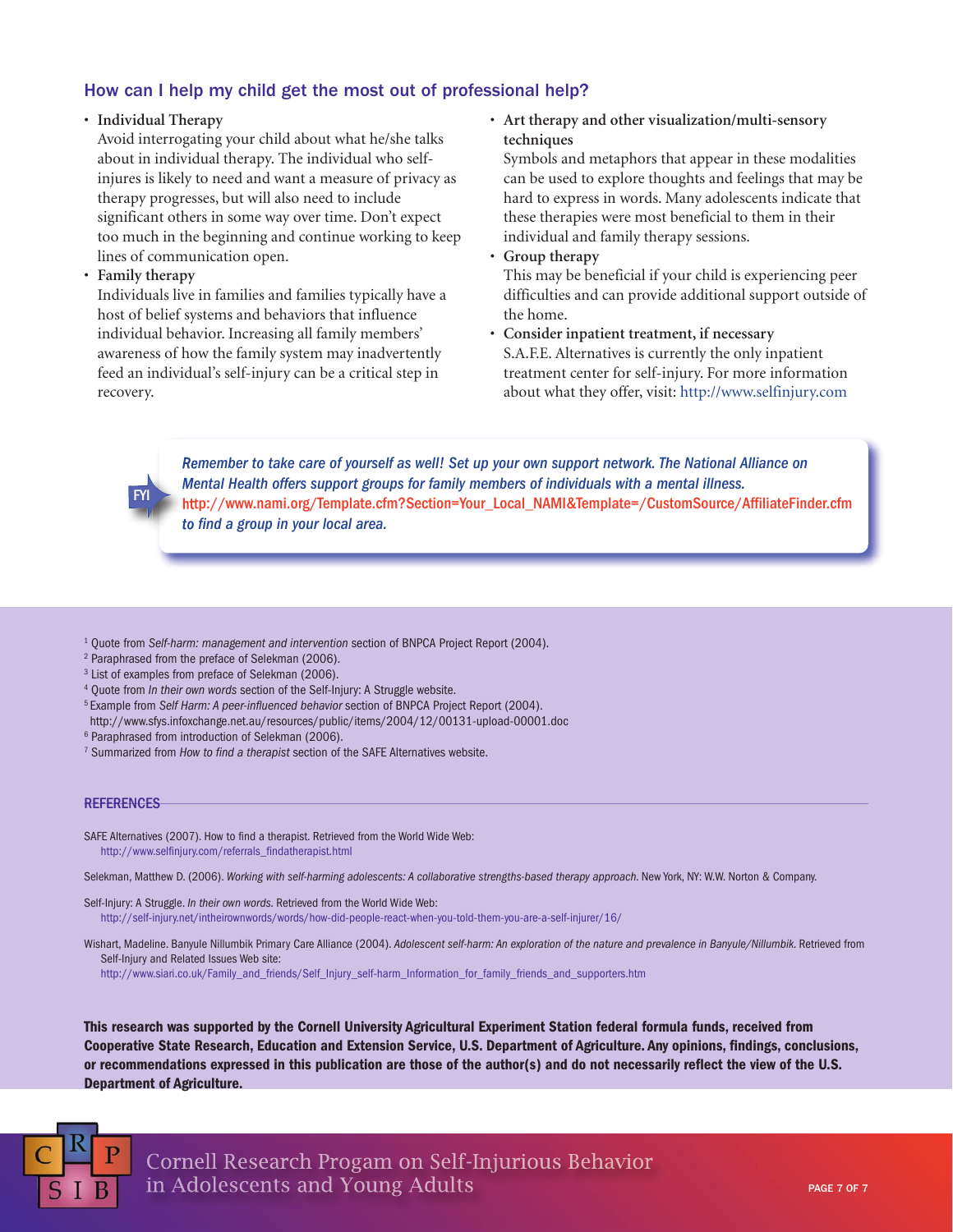## How can I help my child get the most out of professional help?

- **Individual Therapy**
  Avoid interrogating your child about what he/she talks about in individual therapy. The individual who self-injures is likely to need and want a measure of privacy as therapy progresses, but will also need to include significant others in some way over time. Don't expect too much in the beginning and continue working to keep lines of communication open.
- **Family therapy**
  Individuals live in families and families typically have a host of belief systems and behaviors that influence individual behavior. Increasing all family members' awareness of how the family system may inadvertently feed an individual's self-injury can be a critical step in recovery.
- **Art therapy and other visualization/multi-sensory techniques**
  Symbols and metaphors that appear in these modalities can be used to explore thoughts and feelings that may be hard to express in words. Many adolescents indicate that these therapies were most beneficial to them in their individual and family therapy sessions.
- **Group therapy**
  This may be beneficial if your child is experiencing peer difficulties and can provide additional support outside of the home.
- **Consider inpatient treatment, if necessary**
  S.A.F.E. Alternatives is currently the only inpatient treatment center for self-injury. For more information about what they offer, visit: http://www.selfinjury.com

FYI

*Remember to take care of yourself as well! Set up your own support network. The National Alliance on Mental Health offers support groups for family members of individuals with a mental illness.* http://www.nami.org/Template.cfm?Section=Your_Local_NAMI&Template=/CustomSource/AffiliateFinder.cfm *to find a group in your local area.*

[1] Quote from *Self-harm: management and intervention* section of BNPCA Project Report (2004).
[2] Paraphrased from the preface of Selekman (2006).
[3] List of examples from preface of Selekman (2006).
[4] Quote from *In their own words* section of the Self-Injury: A Struggle website.
[5] Example from *Self Harm: A peer-influenced behavior* section of BNPCA Project Report (2004). http://www.sfys.infoxchange.net.au/resources/public/items/2004/12/00131-upload-00001.doc
[6] Paraphrased from introduction of Selekman (2006).
[7] Summarized from *How to find a therapist* section of the SAFE Alternatives website.

### REFERENCES

SAFE Alternatives (2007). How to find a therapist. Retrieved from the World Wide Web: http://www.selfinjury.com/referrals_findatherapist.html

Selekman, Matthew D. (2006). *Working with self-harming adolescents: A collaborative strengths-based therapy approach.* New York, NY: W.W. Norton & Company.

Self-Injury: A Struggle. *In their own words.* Retrieved from the World Wide Web: http://self-injury.net/intheirownwords/words/how-did-people-react-when-you-told-them-you-are-a-self-injurer/16/

Wishart, Madeline. Banyule Nillumbik Primary Care Alliance (2004). *Adolescent self-harm: An exploration of the nature and prevalence in Banyule/Nillumbik.* Retrieved from Self-Injury and Related Issues Web site: http://www.siari.co.uk/Family_and_friends/Self_Injury_self-harm_Information_for_family_friends_and_supporters.htm

**This research was supported by the Cornell University Agricultural Experiment Station federal formula funds, received from Cooperative State Research, Education and Extension Service, U.S. Department of Agriculture. Any opinions, findings, conclusions, or recommendations expressed in this publication are those of the author(s) and do not necessarily reflect the view of the U.S. Department of Agriculture.**

CRPSIB

Cornell Research Progam on Self-Injurious Behavior in Adolescents and Young Adults